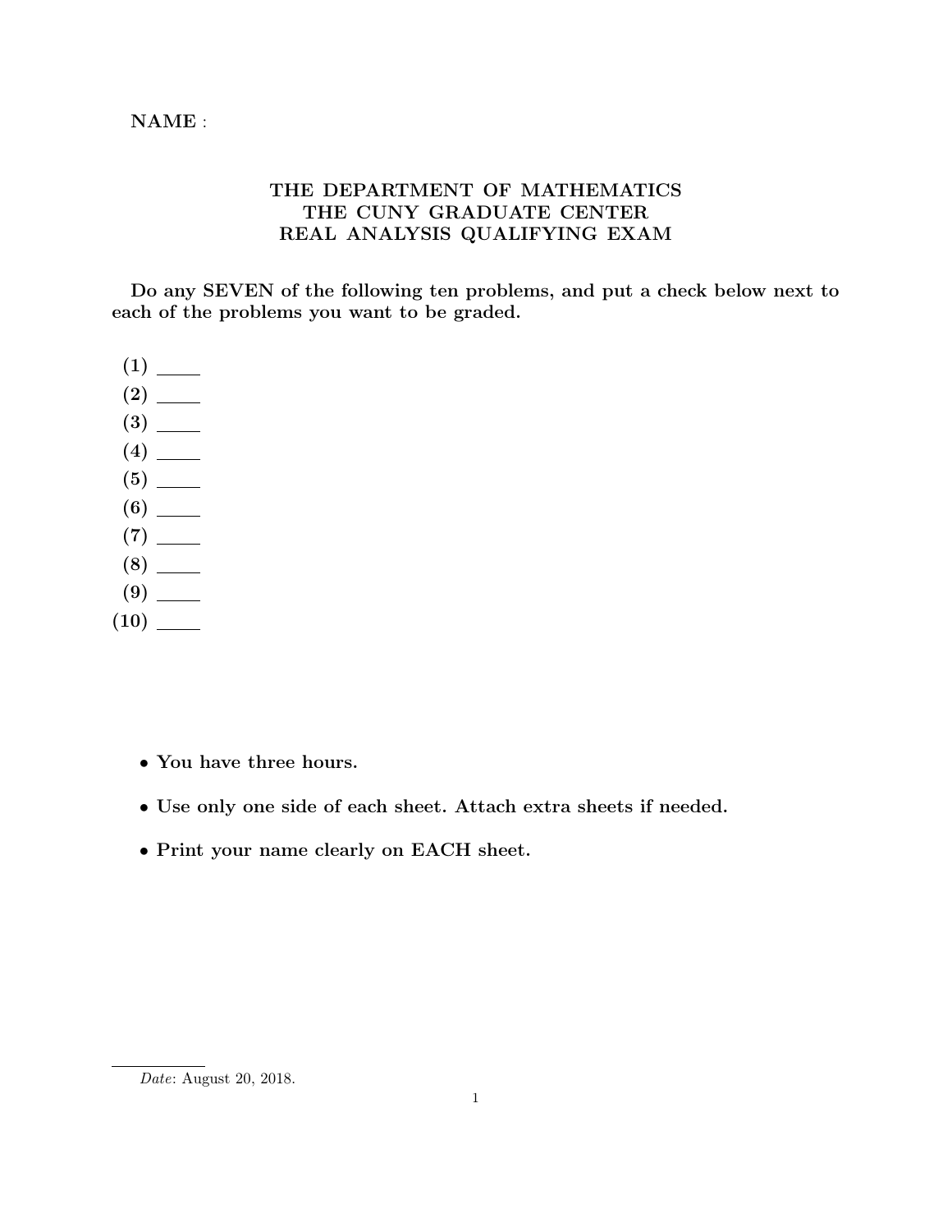**NAME** :

# THE DEPARTMENT OF MATHEMATICS
# THE CUNY GRADUATE CENTER
# REAL ANALYSIS QUALIFYING EXAM

**Do any SEVEN of the following ten problems, and put a check below next to each of the problems you want to be graded.**

**(1)** ____
**(2)** ____
**(3)** ____
**(4)** ____
**(5)** ____
**(6)** ____
**(7)** ____
**(8)** ____
**(9)** ____
**(10)** ____

- **You have three hours.**
- **Use only one side of each sheet. Attach extra sheets if needed.**
- **Print your name clearly on EACH sheet.**

*Date*: August 20, 2018.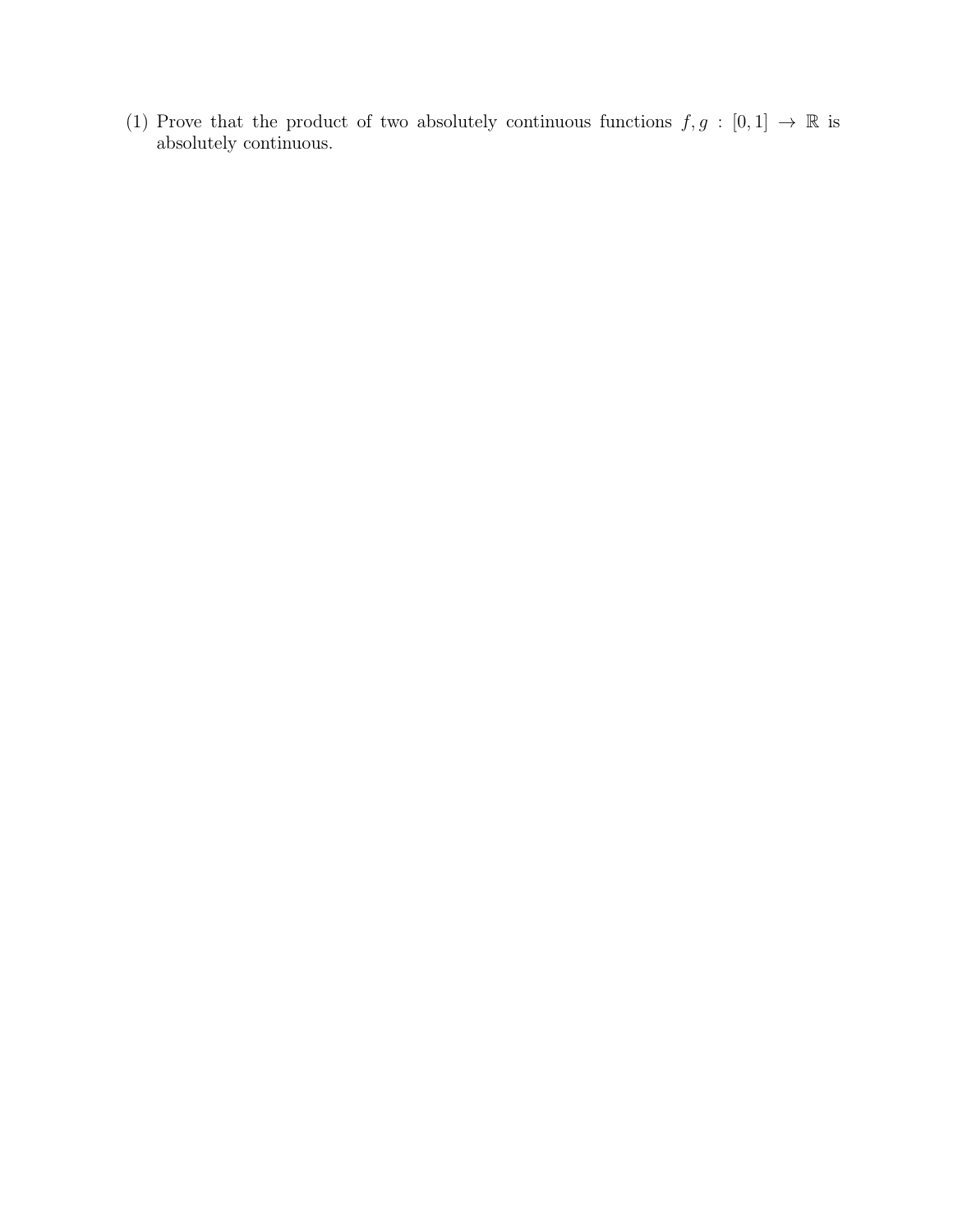(1) Prove that the product of two absolutely continuous functions $f, g : [0, 1] \to \mathbb{R}$ is absolutely continuous.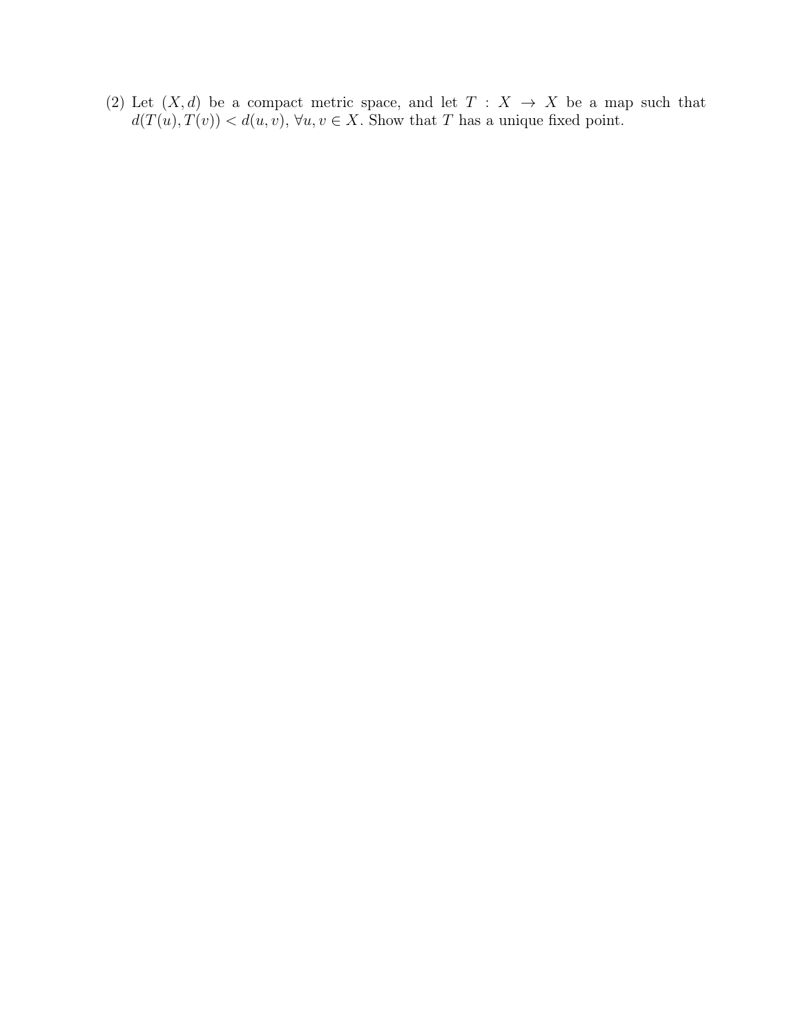(2) Let $(X, d)$ be a compact metric space, and let $T : X \to X$ be a map such that $d(T(u), T(v)) < d(u, v)$, $\forall u, v \in X$. Show that $T$ has a unique fixed point.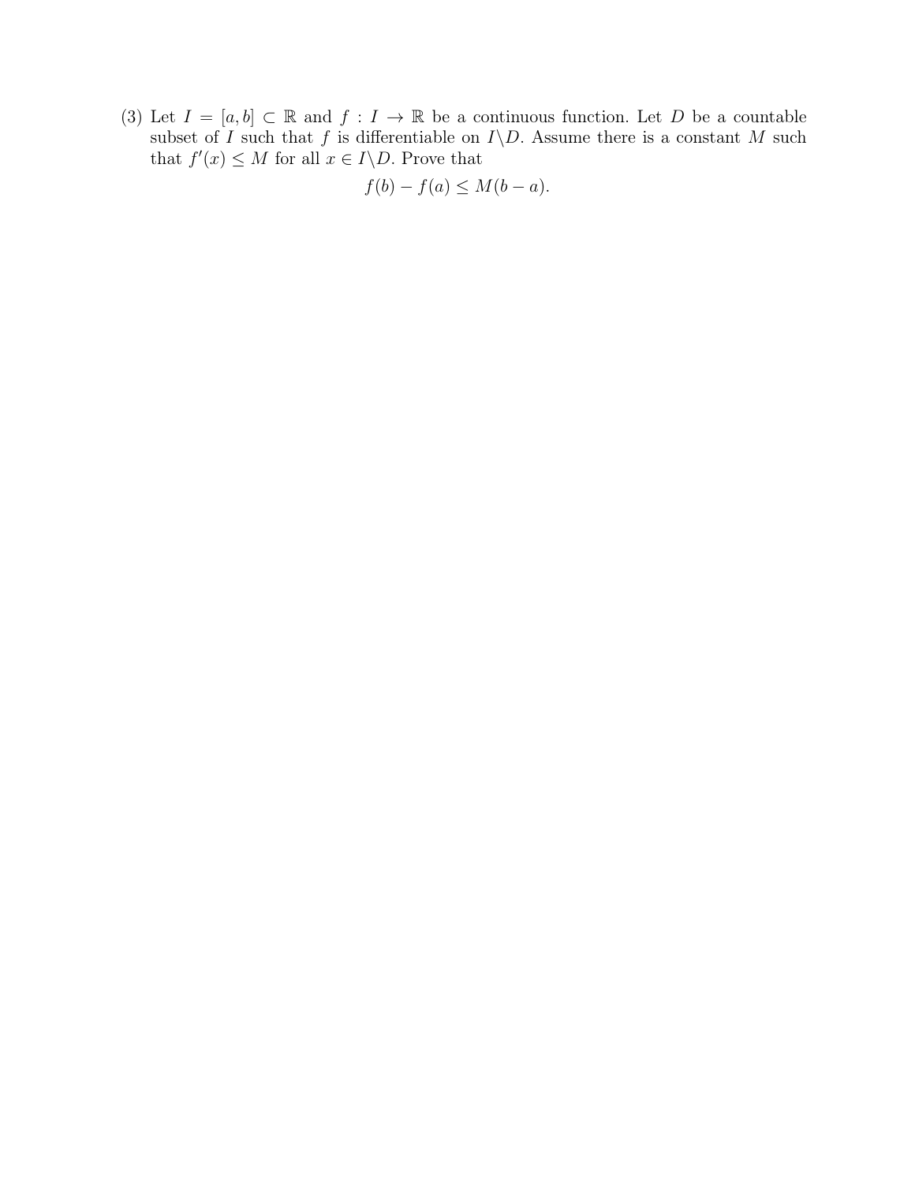(3) Let $I = [a, b] \subset \mathbb{R}$ and $f : I \to \mathbb{R}$ be a continuous function. Let $D$ be a countable subset of $I$ such that $f$ is differentiable on $I \backslash D$. Assume there is a constant $M$ such that $f'(x) \leq M$ for all $x \in I \backslash D$. Prove that

$$f(b) - f(a) \leq M(b - a).$$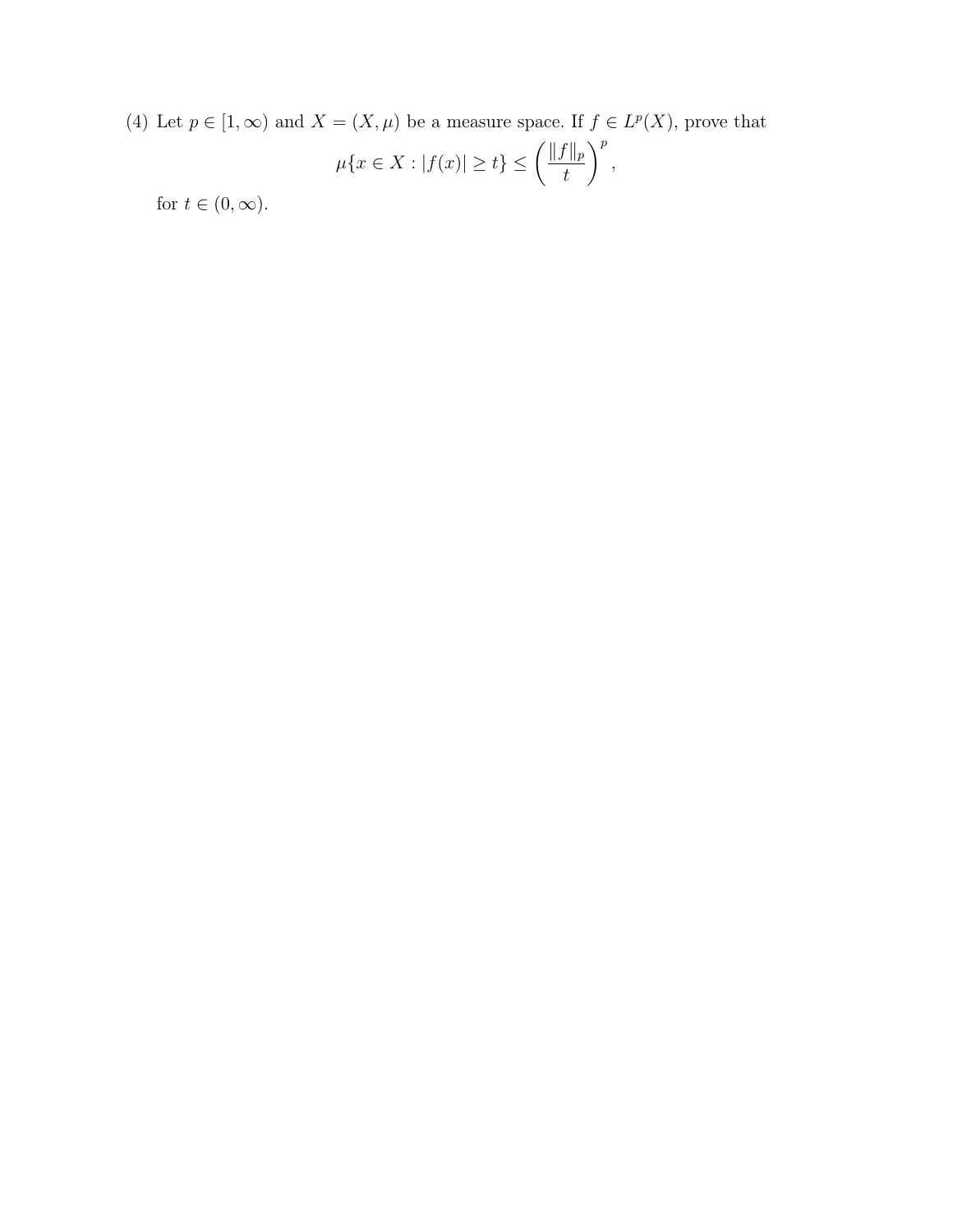(4) Let $p \in [1, \infty)$ and $X = (X, \mu)$ be a measure space. If $f \in L^p(X)$, prove that

$$\mu\{x \in X : |f(x)| \geq t\} \leq \left(\frac{\|f\|_p}{t}\right)^p,$$

for $t \in (0, \infty)$.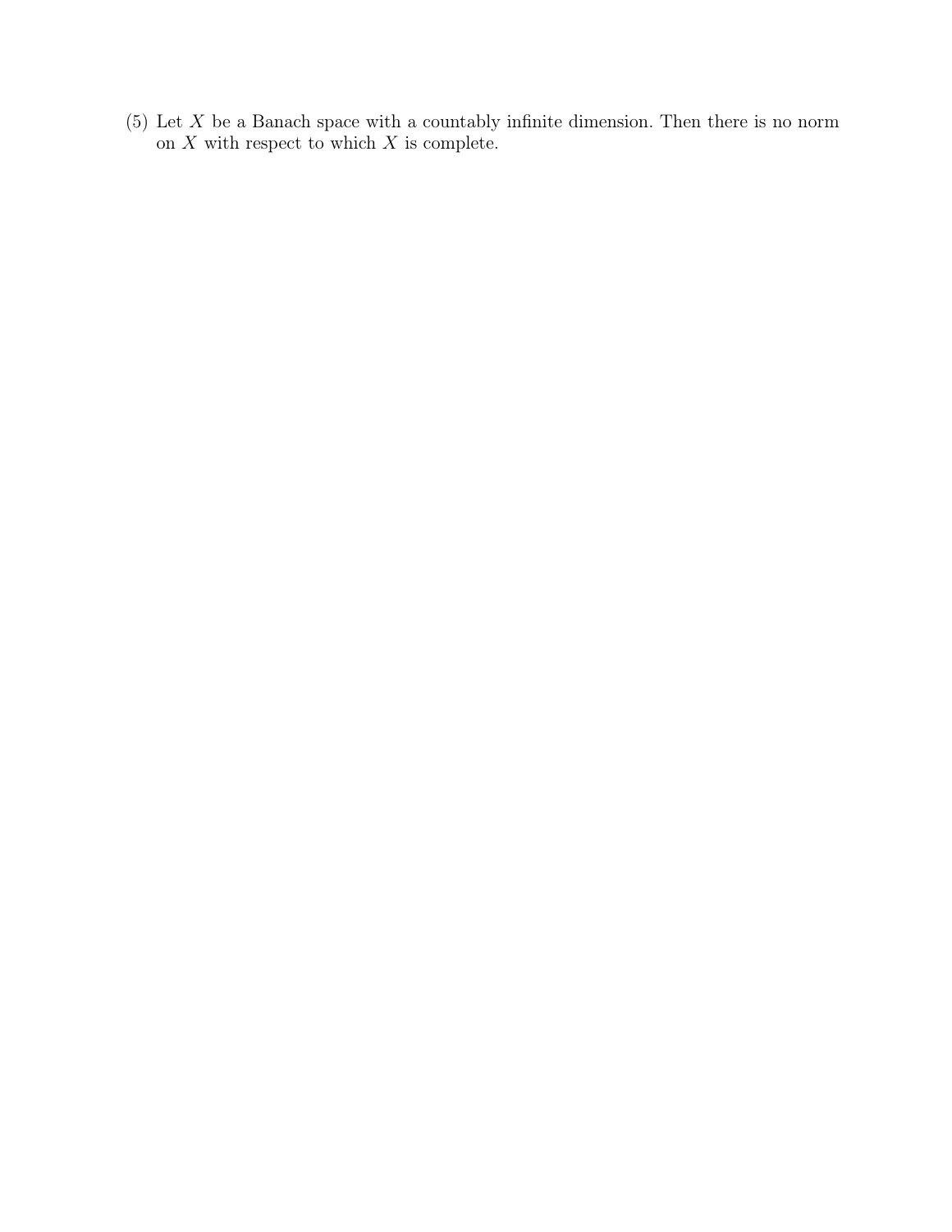(5) Let $X$ be a Banach space with a countably infinite dimension. Then there is no norm on $X$ with respect to which $X$ is complete.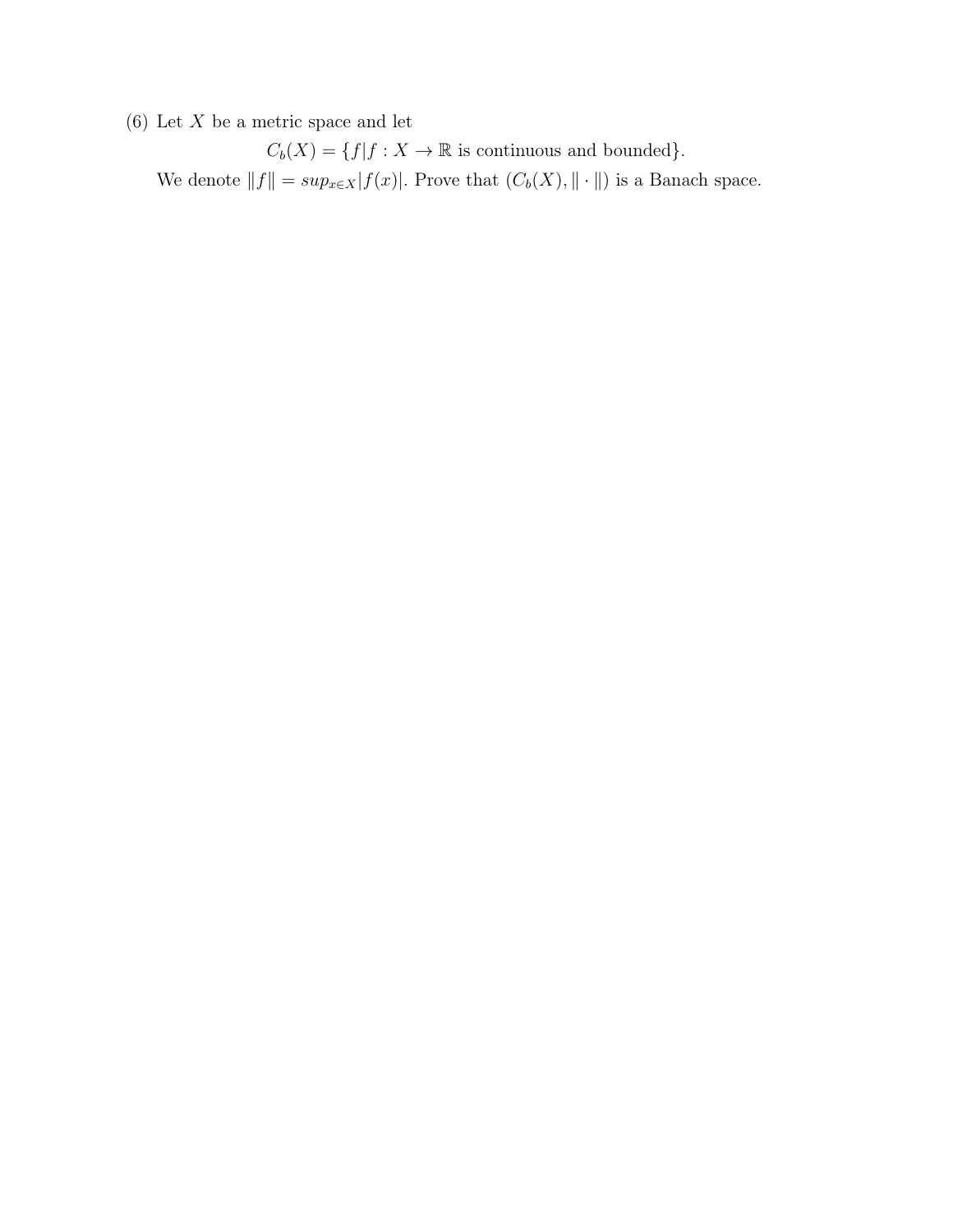(6) Let $X$ be a metric space and let

$$C_b(X) = \{f | f : X \to \mathbb{R} \text{ is continuous and bounded}\}.$$

We denote $\|f\| = sup_{x \in X}|f(x)|$. Prove that $(C_b(X), \|\cdot\|)$ is a Banach space.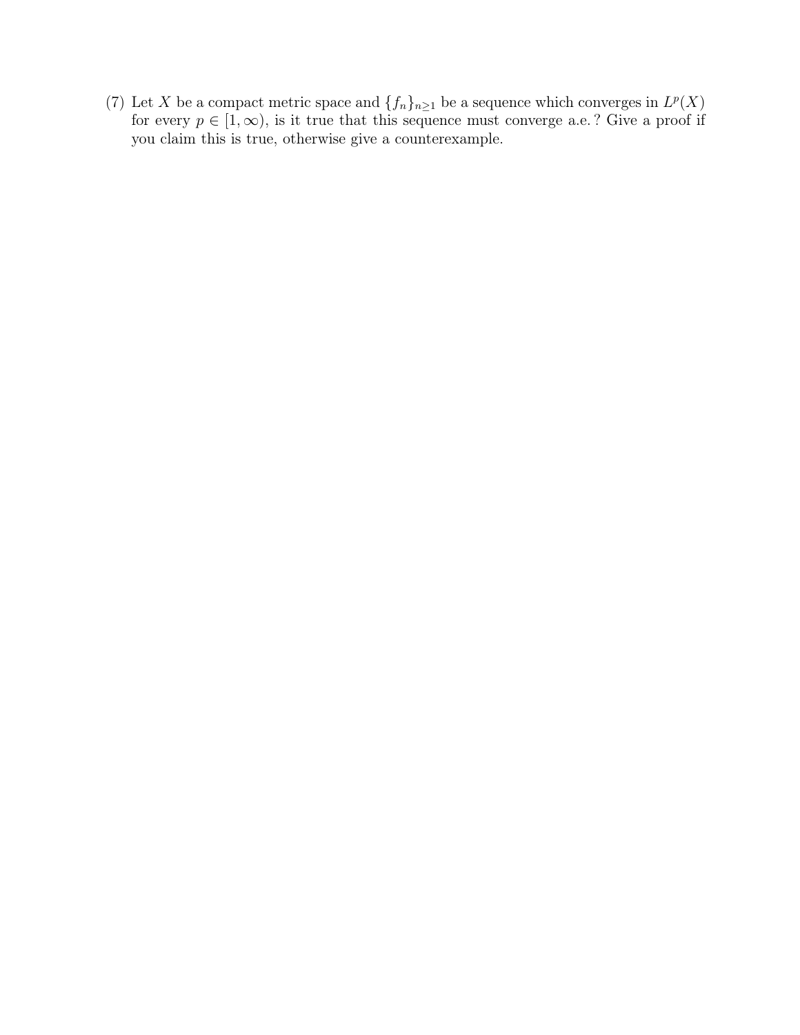(7) Let $X$ be a compact metric space and $\{f_n\}_{n\geq 1}$ be a sequence which converges in $L^p(X)$ for every $p \in [1, \infty)$, is it true that this sequence must converge a.e.? Give a proof if you claim this is true, otherwise give a counterexample.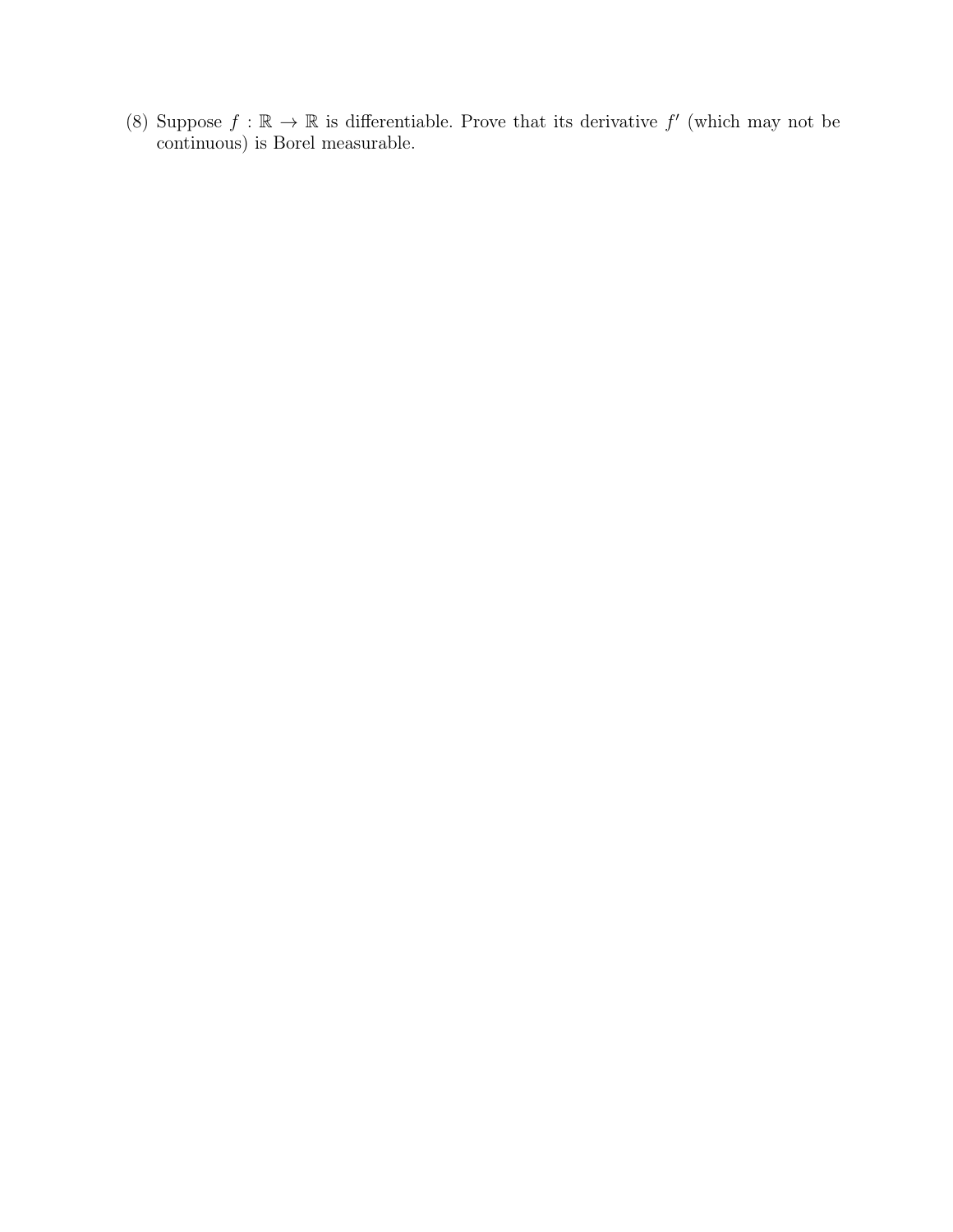(8) Suppose $f : \mathbb{R} \to \mathbb{R}$ is differentiable. Prove that its derivative $f'$ (which may not be continuous) is Borel measurable.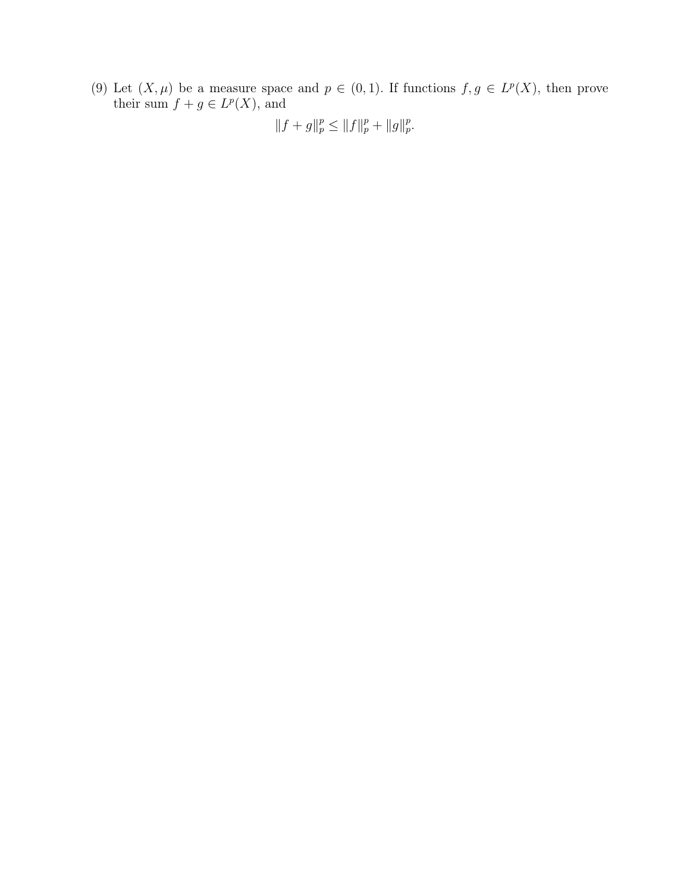(9) Let $(X, \mu)$ be a measure space and $p \in (0, 1)$. If functions $f, g \in L^p(X)$, then prove their sum $f + g \in L^p(X)$, and

$$\|f + g\|_p^p \leq \|f\|_p^p + \|g\|_p^p.$$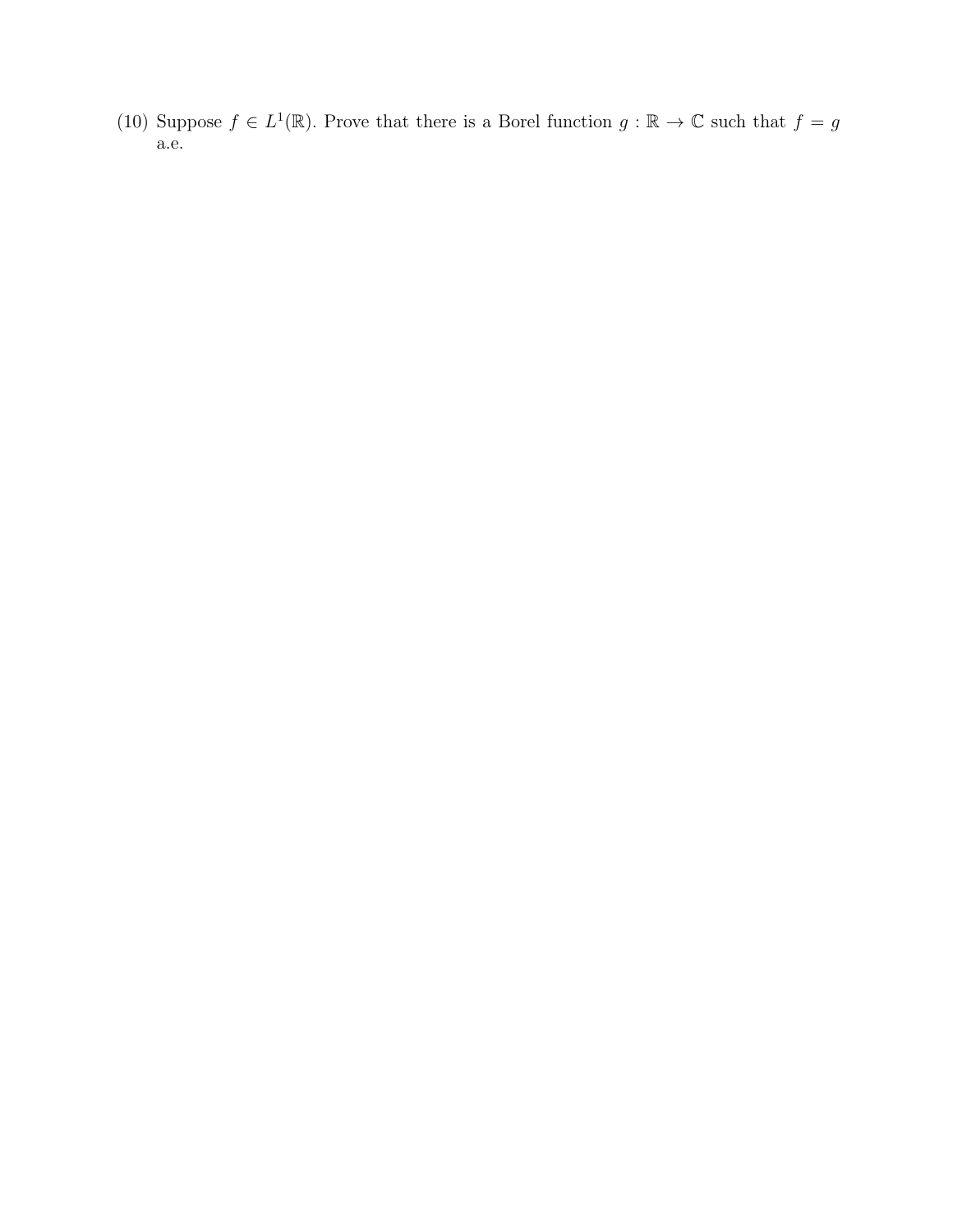(10) Suppose $f \in L^1(\mathbb{R})$. Prove that there is a Borel function $g : \mathbb{R} \to \mathbb{C}$ such that $f = g$ a.e.